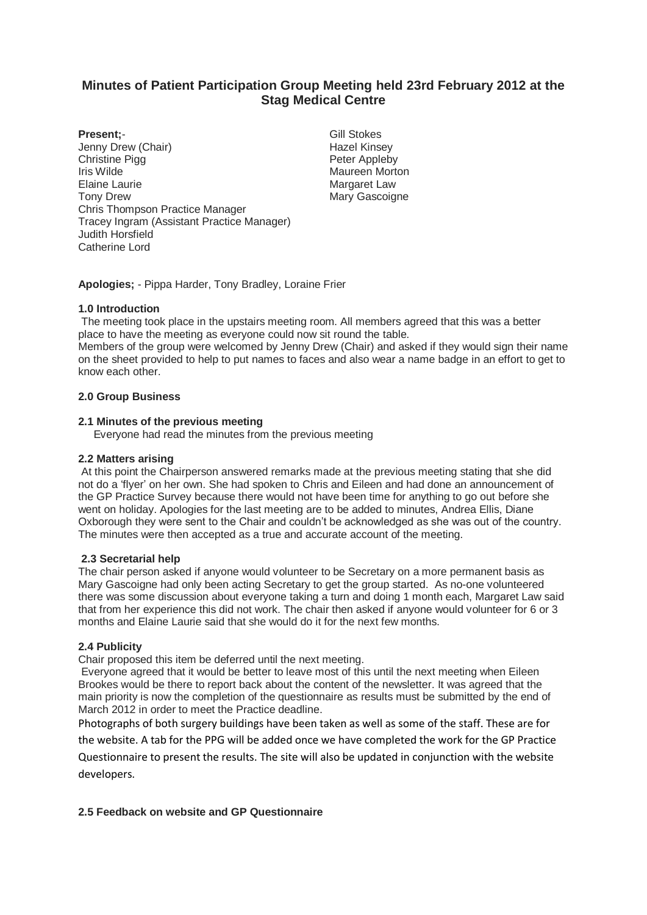# Minutes of Patient Participation Group Meeting held 23rd February 2012 at the Stag Medical Centre

**Present;**-

Jenny Drew (Chair)
Christine Pigg
Iris Wilde
Elaine Laurie
Tony Drew
Chris Thompson Practice Manager
Tracey Ingram (Assistant Practice Manager)
Judith Horsfield
Catherine Lord
Gill Stokes
Hazel Kinsey
Peter Appleby
Maureen Morton
Margaret Law
Mary Gascoigne

**Apologies;** - Pippa Harder, Tony Bradley, Loraine Frier

**1.0 Introduction**

The meeting took place in the upstairs meeting room. All members agreed that this was a better place to have the meeting as everyone could now sit round the table.

Members of the group were welcomed by Jenny Drew (Chair) and asked if they would sign their name on the sheet provided to help to put names to faces and also wear a name badge in an effort to get to know each other.

**2.0 Group Business**

**2.1 Minutes of the previous meeting**

Everyone had read the minutes from the previous meeting

**2.2 Matters arising**

At this point the Chairperson answered remarks made at the previous meeting stating that she did not do a 'flyer' on her own. She had spoken to Chris and Eileen and had done an announcement of the GP Practice Survey because there would not have been time for anything to go out before she went on holiday. Apologies for the last meeting are to be added to minutes, Andrea Ellis, Diane Oxborough they were sent to the Chair and couldn't be acknowledged as she was out of the country. The minutes were then accepted as a true and accurate account of the meeting.

**2.3 Secretarial help**

The chair person asked if anyone would volunteer to be Secretary on a more permanent basis as Mary Gascoigne had only been acting Secretary to get the group started. As no-one volunteered there was some discussion about everyone taking a turn and doing 1 month each, Margaret Law said that from her experience this did not work. The chair then asked if anyone would volunteer for 6 or 3 months and Elaine Laurie said that she would do it for the next few months.

**2.4 Publicity**

Chair proposed this item be deferred until the next meeting.

Everyone agreed that it would be better to leave most of this until the next meeting when Eileen Brookes would be there to report back about the content of the newsletter. It was agreed that the main priority is now the completion of the questionnaire as results must be submitted by the end of March 2012 in order to meet the Practice deadline.

Photographs of both surgery buildings have been taken as well as some of the staff. These are for the website. A tab for the PPG will be added once we have completed the work for the GP Practice Questionnaire to present the results. The site will also be updated in conjunction with the website developers.

**2.5 Feedback on website and GP Questionnaire**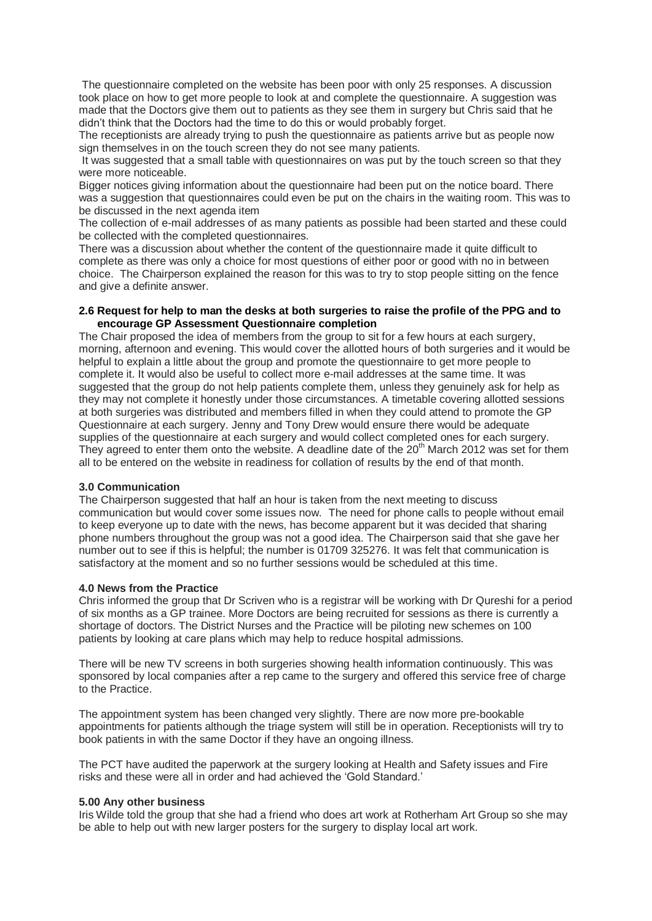The questionnaire completed on the website has been poor with only 25 responses. A discussion took place on how to get more people to look at and complete the questionnaire. A suggestion was made that the Doctors give them out to patients as they see them in surgery but Chris said that he didn't think that the Doctors had the time to do this or would probably forget.

The receptionists are already trying to push the questionnaire as patients arrive but as people now sign themselves in on the touch screen they do not see many patients.

It was suggested that a small table with questionnaires on was put by the touch screen so that they were more noticeable.

Bigger notices giving information about the questionnaire had been put on the notice board. There was a suggestion that questionnaires could even be put on the chairs in the waiting room. This was to be discussed in the next agenda item

The collection of e-mail addresses of as many patients as possible had been started and these could be collected with the completed questionnaires.

There was a discussion about whether the content of the questionnaire made it quite difficult to complete as there was only a choice for most questions of either poor or good with no in between choice. The Chairperson explained the reason for this was to try to stop people sitting on the fence and give a definite answer.

**2.6 Request for help to man the desks at both surgeries to raise the profile of the PPG and to encourage GP Assessment Questionnaire completion**

The Chair proposed the idea of members from the group to sit for a few hours at each surgery, morning, afternoon and evening. This would cover the allotted hours of both surgeries and it would be helpful to explain a little about the group and promote the questionnaire to get more people to complete it. It would also be useful to collect more e-mail addresses at the same time. It was suggested that the group do not help patients complete them, unless they genuinely ask for help as they may not complete it honestly under those circumstances. A timetable covering allotted sessions at both surgeries was distributed and members filled in when they could attend to promote the GP Questionnaire at each surgery. Jenny and Tony Drew would ensure there would be adequate supplies of the questionnaire at each surgery and would collect completed ones for each surgery. They agreed to enter them onto the website. A deadline date of the 20th March 2012 was set for them all to be entered on the website in readiness for collation of results by the end of that month.

**3.0 Communication**

The Chairperson suggested that half an hour is taken from the next meeting to discuss communication but would cover some issues now. The need for phone calls to people without email to keep everyone up to date with the news, has become apparent but it was decided that sharing phone numbers throughout the group was not a good idea. The Chairperson said that she gave her number out to see if this is helpful; the number is 01709 325276. It was felt that communication is satisfactory at the moment and so no further sessions would be scheduled at this time.

**4.0 News from the Practice**

Chris informed the group that Dr Scriven who is a registrar will be working with Dr Qureshi for a period of six months as a GP trainee. More Doctors are being recruited for sessions as there is currently a shortage of doctors. The District Nurses and the Practice will be piloting new schemes on 100 patients by looking at care plans which may help to reduce hospital admissions.

There will be new TV screens in both surgeries showing health information continuously. This was sponsored by local companies after a rep came to the surgery and offered this service free of charge to the Practice.

The appointment system has been changed very slightly. There are now more pre-bookable appointments for patients although the triage system will still be in operation. Receptionists will try to book patients in with the same Doctor if they have an ongoing illness.

The PCT have audited the paperwork at the surgery looking at Health and Safety issues and Fire risks and these were all in order and had achieved the 'Gold Standard.'

**5.00 Any other business**

Iris Wilde told the group that she had a friend who does art work at Rotherham Art Group so she may be able to help out with new larger posters for the surgery to display local art work.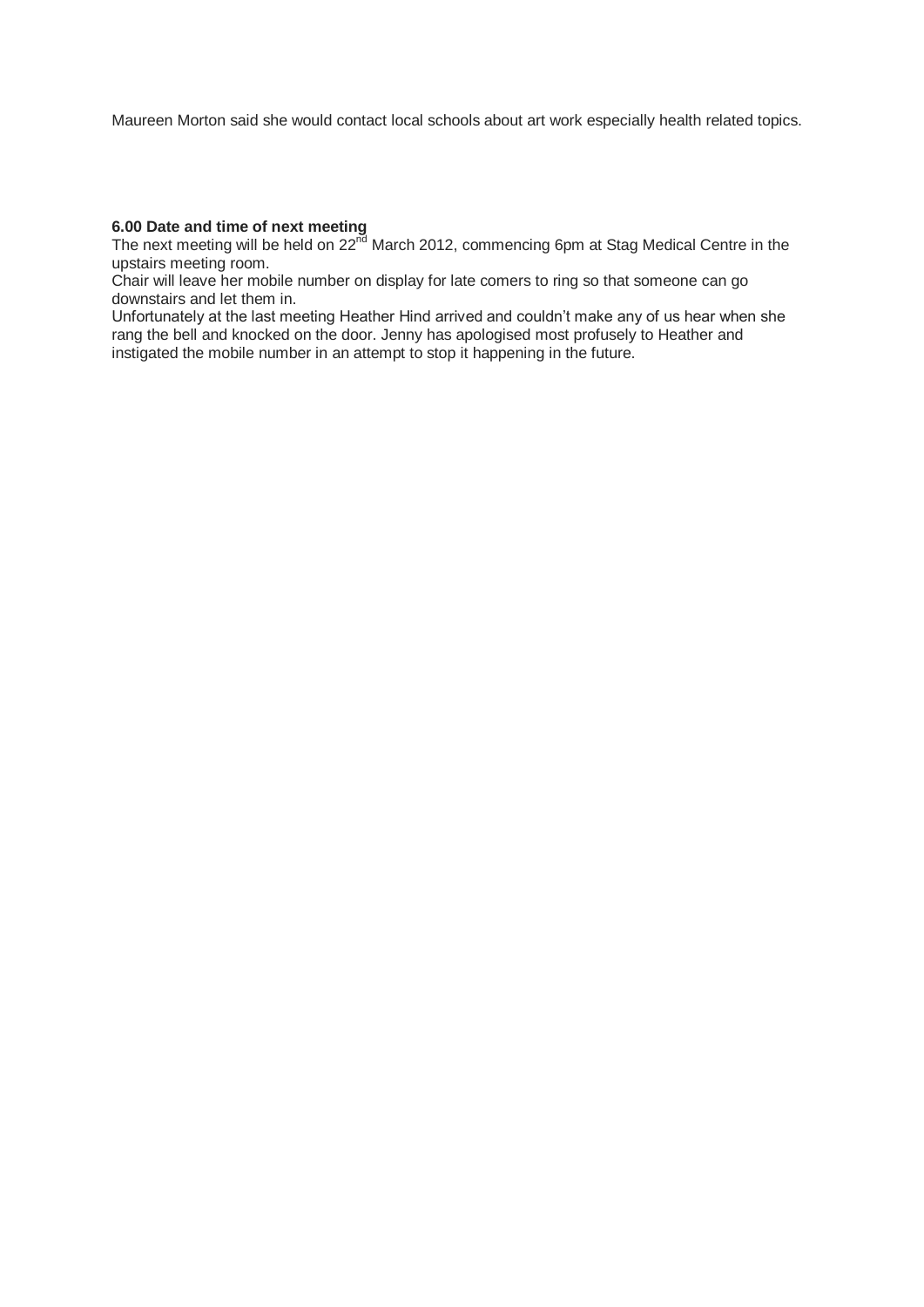Maureen Morton said she would contact local schools about art work especially health related topics.

**6.00 Date and time of next meeting**

The next meeting will be held on 22nd March 2012, commencing 6pm at Stag Medical Centre in the upstairs meeting room.

Chair will leave her mobile number on display for late comers to ring so that someone can go downstairs and let them in.

Unfortunately at the last meeting Heather Hind arrived and couldn't make any of us hear when she rang the bell and knocked on the door. Jenny has apologised most profusely to Heather and instigated the mobile number in an attempt to stop it happening in the future.